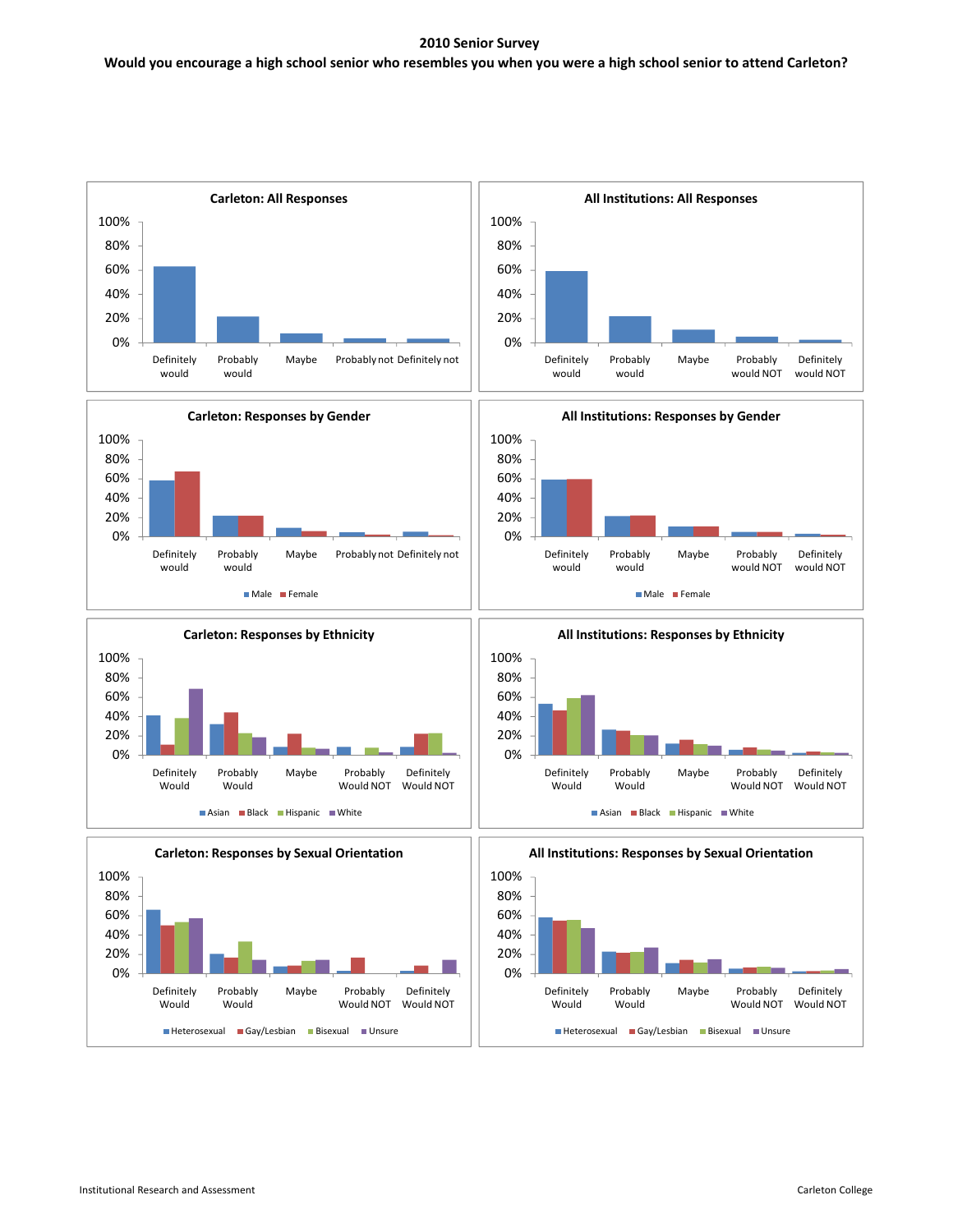**2010 Senior Survey**

**Would you encourage a high school senior who resembles you when you were a high school senior to attend Carleton?**

**Carleton: All Responses**

100% 80% 60% 40% 20% 0%

Definitely would | Probably would | Maybe | Probably not | Definitely not

**All Institutions: All Responses**

100% 80% 60% 40% 20% 0%

Definitely would | Probably would | Maybe | Probably would NOT | Definitely would NOT

**Carleton: Responses by Gender**

100% 80% 60% 40% 20% 0%

Definitely would | Probably would | Maybe | Probably not | Definitely not

Male | Female

**All Institutions: Responses by Gender**

100% 80% 60% 40% 20% 0%

Definitely would | Probably would | Maybe | Probably would NOT | Definitely would NOT

Male | Female

**Carleton: Responses by Ethnicity**

100% 80% 60% 40% 20% 0%

Definitely Would | Probably Would | Maybe | Probably Would NOT | Definitely Would NOT

Asian | Black | Hispanic | White

**All Institutions: Responses by Ethnicity**

100% 80% 60% 40% 20% 0%

Definitely Would | Probably Would | Maybe | Probably Would NOT | Definitely Would NOT

Asian | Black | Hispanic | White

**Carleton: Responses by Sexual Orientation**

100% 80% 60% 40% 20% 0%

Definitely Would | Probably Would | Maybe | Probably Would NOT | Definitely Would NOT

Heterosexual | Gay/Lesbian | Bisexual | Unsure

**All Institutions: Responses by Sexual Orientation**

100% 80% 60% 40% 20% 0%

Definitely Would | Probably Would | Maybe | Probably Would NOT | Definitely Would NOT

Heterosexual | Gay/Lesbian | Bisexual | Unsure

Institutional Research and Assessment

Carleton College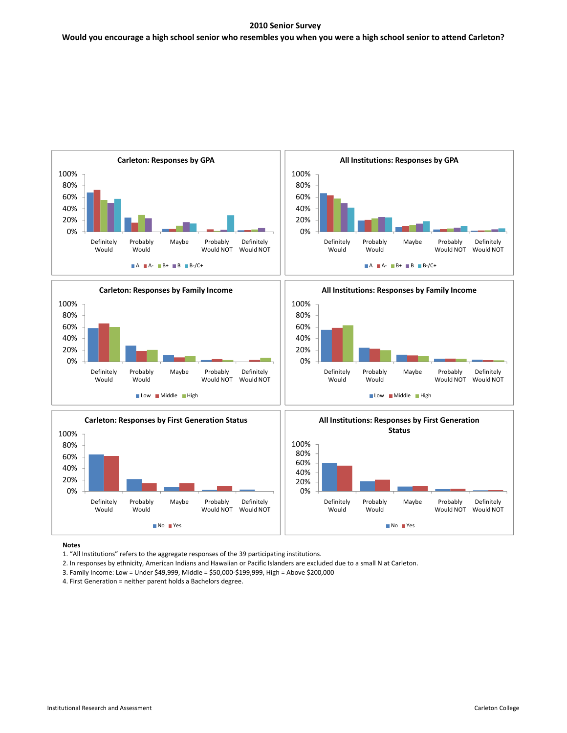# 2010 Senior Survey

## Would you encourage a high school senior who resembles you when you were a high school senior to attend Carleton?

### Carleton: Responses by GPA

100%
80%
60%
40%
20%
0%

Definitely Would
Probably Would
Maybe
Probably Would NOT
Definitely Would NOT

A A- B+ B B-/C+

### All Institutions: Responses by GPA

100%
80%
60%
40%
20%
0%

Definitely Would
Probably Would
Maybe
Probably Would NOT
Definitely Would NOT

A A- B+ B B-/C+

### Carleton: Responses by Family Income

100%
80%
60%
40%
20%
0%

Definitely Would
Probably Would
Maybe
Probably Would NOT
Definitely Would NOT

Low Middle High

### All Institutions: Responses by Family Income

100%
80%
60%
40%
20%
0%

Definitely Would
Probably Would
Maybe
Probably Would NOT
Definitely Would NOT

Low Middle High

### Carleton: Responses by First Generation Status

100%
80%
60%
40%
20%
0%

Definitely Would
Probably Would
Maybe
Probably Would NOT
Definitely Would NOT

No Yes

### All Institutions: Responses by First Generation Status

100%
80%
60%
40%
20%
0%

Definitely Would
Probably Would
Maybe
Probably Would NOT
Definitely Would NOT

No Yes

**Notes**

1. "All Institutions" refers to the aggregate responses of the 39 participating institutions.
2. In responses by ethnicity, American Indians and Hawaiian or Pacific Islanders are excluded due to a small N at Carleton.
3. Family Income: Low = Under $49,999, Middle = $50,000-$199,999, High = Above $200,000
4. First Generation = neither parent holds a Bachelors degree.